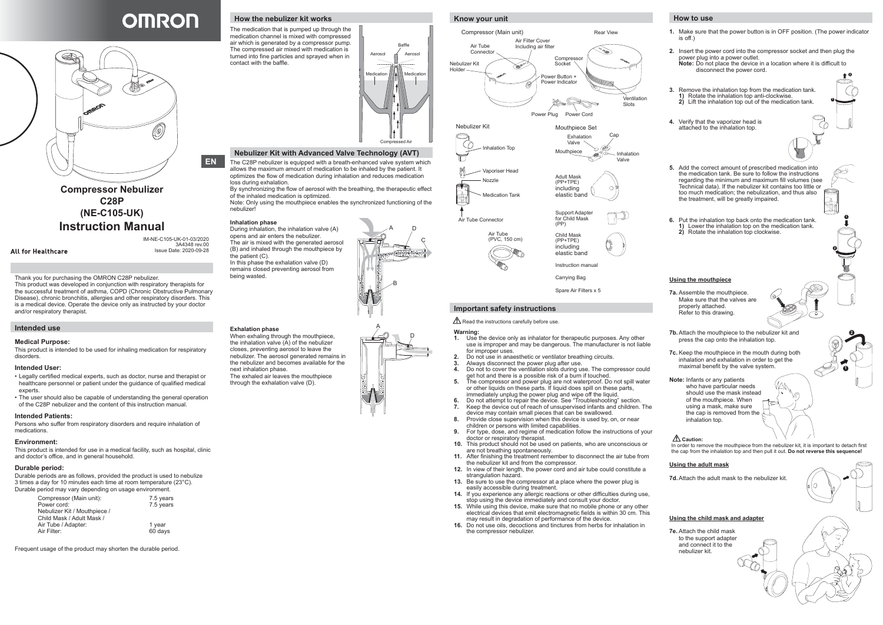# OMRON

# Compressor Nebulizer C28P (NE-C105-UK) Instruction Manual

IM-NE-C105-UK-01-03/2020
3A4348 rev.00
Issue Date: 2020-09-28

All for Healthcare

EN

Thank you for purchasing the OMRON C28P nebulizer.
This product was developed in conjunction with respiratory therapists for the successful treatment of asthma, COPD (Chronic Obstructive Pulmonary Disease), chronic bronchitis, allergies and other respiratory disorders. This is a medical device. Operate the device only as instructed by your doctor and/or respiratory therapist.

## Intended use

### Medical Purpose:

This product is intended to be used for inhaling medication for respiratory disorders.

### Intended User:

- Legally certified medical experts, such as doctor, nurse and therapist or healthcare personnel or patient under the guidance of qualified medical experts.
- The user should also be capable of understanding the general operation of the C28P nebulizer and the content of this instruction manual.

### Intended Patients:

Persons who suffer from respiratory disorders and require inhalation of medications.

### Environment:

This product is intended for use in a medical facility, such as hospital, clinic and doctor's office, and in general household.

### Durable period:

Durable periods are as follows, provided the product is used to nebulize 3 times a day for 10 minutes each time at room temperature (23°C).
Durable period may vary depending on usage environment.

| | |
|---|---|
| Compressor (Main unit): | 7.5 years |
| Power cord: | 7.5 years |
| Nebulizer Kit / Mouthpiece / Child Mask / Adult Mask / Air Tube / Adapter: | 1 year |
| Air Filter: | 60 days |

Frequent usage of the product may shorten the durable period.

## How the nebulizer kit works

The medication that is pumped up through the medication channel is mixed with compressed air which is generated by a compressor pump. The compressed air mixed with medication is turned into fine particles and sprayed when in contact with the baffle.

Baffle
Aerosol
Aerosol
Medication
Medication
Compressed Air

## Nebulizer Kit with Advanced Valve Technology (AVT)

The C28P nebulizer is equipped with a breath-enhanced valve system which allows the maximum amount of medication to be inhaled by the patient. It optimizes the flow of medication during inhalation and reduces medication loss during exhalation.
By synchronizing the flow of aerosol with the breathing, the therapeutic effect of the inhaled medication is optimized.
Note: Only using the mouthpiece enables the synchronized functioning of the nebulizer!

### Inhalation phase

During inhalation, the inhalation valve (A) opens and air enters the nebulizer.
The air is mixed with the generated aerosol (B) and inhaled through the mouthpiece by the patient (C).
In this phase the exhalation valve (D) remains closed preventing aerosol from being wasted.

### Exhalation phase

When exhaling through the mouthpiece, the inhalation valve (A) of the nebulizer closes, preventing aerosol to leave the nebulizer. The aerosol generated remains in the nebulizer and becomes available for the next inhalation phase.
The exhaled air leaves the mouthpiece through the exhalation valve (D).

## Know your unit

Compressor (Main unit) — Rear View
Air Tube Connector; Air Filter Cover Including air filter; Nebulizer Kit Holder; Compressor Socket; Power Button + Power Indicator; Ventilation Slots; Power Plug; Power Cord

Nebulizer Kit: Inhalation Top; Vaporiser Head; Nozzle; Medication Tank; Air Tube Connector

Air Tube (PVC, 150 cm)

Mouthpiece Set: Exhalation Valve; Cap; Mouthpiece; Inhalation Valve

Adult Mask (PP+TPE) including elastic band

Support Adapter for Child Mask (PP)

Child Mask (PP+TPE) including elastic band

Instruction manual

Carrying Bag

Spare Air Filters x 5

## Important safety instructions

⚠ Read the instructions carefully before use.

**Warning:**

1. Use the device only as inhalator for therapeutic purposes. Any other use is improper and may be dangerous. The manufacturer is not liable for improper uses.
2. Do not use in anaesthetic or ventilator breathing circuits.
3. Always disconnect the power plug after use.
4. Do not to cover the ventilation slots during use. The compressor could get hot and there is a possible risk of a burn if touched.
5. The compressor and power plug are not waterproof. Do not spill water or other liquids on these parts. If liquid does spill on these parts, immediately unplug the power plug and wipe off the liquid.
6. Do not attempt to repair the device. See "Troubleshooting" section.
7. Keep the device out of reach of unsupervised infants and children. The device may contain small pieces that can be swallowed.
8. Provide close supervision when this device is used by, on, or near children or persons with limited capabilities.
9. For type, dose, and regime of medication follow the instructions of your doctor or respiratory therapist.
10. This product should not be used on patients, who are unconscious or are not breathing spontaneously.
11. After finishing the treatment remember to disconnect the air tube from the nebulizer kit and from the compressor.
12. In view of their length, the power cord and air tube could constitute a strangulation hazard.
13. Be sure to use the compressor at a place where the power plug is easily accessible during treatment.
14. If you experience any allergic reactions or other difficulties during use, stop using the device immediately and consult your doctor.
15. While using this device, make sure that no mobile phone or any other electrical devices that emit electromagnetic fields is within 30 cm. This may result in degradation of performance of the device.
16. Do not use oils, decoctions and tinctures from herbs for inhalation in the compressor nebulizer.

## How to use

1. Make sure that the power button is in OFF position. (The power indicator is off.)
2. Insert the power cord into the compressor socket and then plug the power plug into a power outlet.
   **Note:** Do not place the device in a location where it is difficult to disconnect the power cord.
3. Remove the inhalation top from the medication tank.
   **1)** Rotate the inhalation top anti-clockwise.
   **2)** Lift the inhalation top out of the medication tank.
4. Verify that the vaporizer head is attached to the inhalation top.
5. Add the correct amount of prescribed medication into the medication tank. Be sure to follow the instructions regarding the minimum and maximum fill volumes (see Technical data). If the nebulizer kit contains too little or too much medication; the nebulization, and thus also the treatment, will be greatly impaired.
6. Put the inhalation top back onto the medication tank.
   **1)** Lower the inhalation top on the medication tank.
   **2)** Rotate the inhalation top clockwise.

**Using the mouthpiece**

**7a.** Assemble the mouthpiece. Make sure that the valves are properly attached. Refer to this drawing.

**7b.** Attach the mouthpiece to the nebulizer kit and press the cap onto the inhalation top.

**7c.** Keep the mouthpiece in the mouth during both inhalation and exhalation in order to get the maximal benefit by the valve system.

**Note:** Infants or any patients who have particular needs should use the mask instead of the mouthpiece. When using a mask, make sure the cap is removed from the inhalation top.

⚠ **Caution:**
In order to remove the mouthpiece from the nebulizer kit, it is important to detach first the cap from the inhalation top and then pull it out. **Do not reverse this sequence!**

**Using the adult mask**

**7d.** Attach the adult mask to the nebulizer kit.

**Using the child mask and adapter**

**7e.** Attach the child mask to the support adapter and connect it to the nebulizer kit.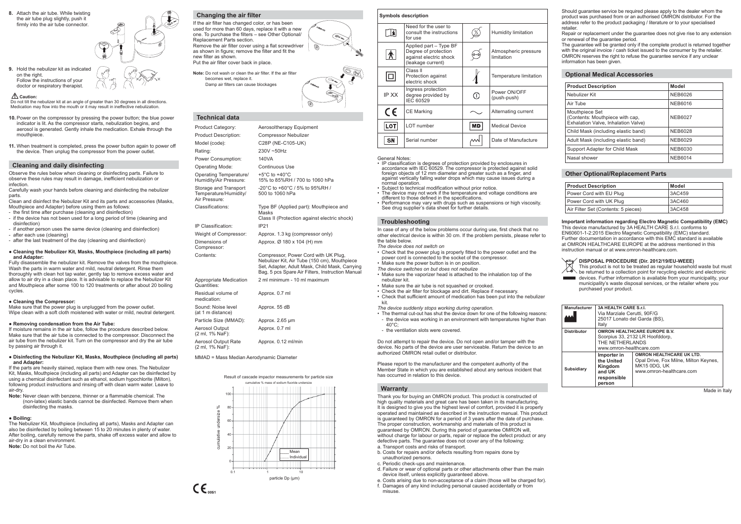8. Attach the air tube. While twisting the air tube plug slightly, push it firmly into the air tube connector.

9. Hold the nebulizer kit as indicated on the right. Follow the instructions of your doctor or respiratory therapist.

**Caution:**
Do not tilt the nebulizer kit at an angle of greater than 30 degrees in all directions. Medication may flow into the mouth or it may result in ineffective nebulization.

10. Power on the compressor by pressing the power button; the blue power indicator is lit. As the compressor starts, nebulization begins, and aerosol is generated. Gently inhale the medication. Exhale through the mouthpiece.

11. When treatment is completed, press the power button again to power off the device. Then unplug the compressor from the power outlet.

## Cleaning and daily disinfecting

Observe the rules below when cleaning or disinfecting parts. Failure to observe these rules may result in damage, inefficient nebulization or infection.

Carefully wash your hands before cleaning and disinfecting the nebulizer parts.

Clean and disinfect the Nebulizer Kit and its parts and accessories (Masks, Mouthpiece and Adapter) before using them as follows:
- the first time after purchase (cleaning and disinfection)
- if the device has not been used for a long period of time (cleaning and disinfection)
- if another person uses the same device (cleaning and disinfection)
- after each use (cleaning)
- after the last treatment of the day (cleaning and disinfection)

**● Cleaning the Nebulizer Kit, Masks, Mouthpiece (including all parts) and Adapter:**

Fully disassemble the nebulizer kit. Remove the valves from the mouthpiece. Wash the parts in warm water and mild, neutral detergent. Rinse them thoroughly with clean hot tap water, gently tap to remove excess water and allow to air dry in a clean place. It is advisable to replace the Nebulizer Kit and Mouthpiece after some 100 to 120 treatments or after about 20 boiling cycles.

**● Cleaning the Compressor:**

Make sure that the power plug is unplugged from the power outlet. Wipe clean with a soft cloth moistened with water or mild, neutral detergent.

**● Removing condensation from the Air Tube:**

If moisture remains in the air tube, follow the procedure described below. Make sure that the air tube is connected to the compressor. Disconnect the air tube from the nebulizer kit. Turn on the compressor and dry the air tube by passing air through it.

**● Disinfecting the Nebulizer Kit, Masks, Mouthpiece (including all parts) and Adapter:**

If the parts are heavily stained, replace them with new ones. The Nebulizer Kit, Masks, Mouthpiece (including all parts) and Adapter can be disinfected by using a chemical disinfectant such as ethanol, sodium hypochlorite (Milton), following product instructions and rinsing off with clean warm water. Leave to air-dry.

**Note:** Never clean with benzene, thinner or a flammable chemical. The (non-latex) elastic bands cannot be disinfected. Remove them when disinfecting the masks.

**● Boiling:**

The Nebulizer Kit, Mouthpiece (including all parts), Masks and Adapter can also be disinfected by boiling between 15 to 20 minutes in plenty of water. After boiling, carefully remove the parts, shake off excess water and allow to air-dry in a clean environment.

**Note:** Do not boil the Air Tube.

## Changing the air filter

If the air filter has changed color, or has been used for more than 60 days, replace it with a new one. To purchase the filters – see Other Optional/ Replacement Parts section.

Remove the air filter cover using a flat screwdriver as shown in figure; remove the filter and fit the new filter as shown.

Put the air filter cover back in place.

**Note:** Do not wash or clean the air filter. If the air filter becomes wet, replace it. Damp air filters can cause blockages

## Technical data

| | |
|---|---|
| Product Category: | Aerosoltherapy Equipment |
| Product Description: | Compressor Nebulizer |
| Model (code): | C28P (NE-C105-UK) |
| Rating: | 230V ~50Hz |
| Power Consumption: | 140VA |
| Operating Mode: | Continuous Use |
| Operating Temperature/ Humidity/Air Pressure: | +5°C to +40°C<br>15% to 85%RH / 700 to 1060 hPa |
| Storage and Transport Temperature/Humidity/ Air Pressure: | -20°C to +60°C / 5% to 95%RH / 500 to 1060 hPa |
| Classifications: | Type BF (Applied part): Mouthpiece and Masks<br>Class II (Protection against electric shock) |
| IP Classification: | IP21 |
| Weight of Compressor: | Approx. 1.3 kg (compressor only) |
| Dimensions of Compressor: | Approx. Ø 180 x 104 (H) mm |
| Contents: | Compressor, Power Cord with UK Plug, Nebulizer Kit, Air Tube (150 cm), Mouthpiece Set, Adapter, Adult Mask, Child Mask, Carrying Bag, 5 pcs Spare Air Filters, Instruction Manual |
| Appropriate Medication Quantities: | 2 ml minimum - 10 ml maximum |
| Residual volume of medication: | Approx. 0.7 ml |
| Sound: Noise level (at 1 m distance) | Approx. 55 dB |
| Particle Size (MMAD): | Approx. 2.65 µm |
| Aerosol Output (2 ml, 1% NaF): | Approx. 0.7 ml |
| Aerosol Output Rate (2 ml, 1% NaF): | Approx. 0.12 ml/min |

MMAD = Mass Median Aerodynamic Diameter

Result of cascade impactor measurements for particle size

cumulative % mass of sodium fluoride undersize

cumulative undersize %

100, 80, 60, 40, 20, 0

0.1, 1, 10

particle Dp (µm)

Mean
Individual

CE 0051

## Symbols description

| | | | |
|---|---|---|---|
| | Need for the user to consult the instructions for use | | Humidity limitation |
| | Applied part – Type BF Degree of protection against electric shock (leakage current) | | Atmospheric pressure limitation |
| | Class II Protection against electric shock | | Temperature limitation |
| IP XX | Ingress protection degree provided by IEC 60529 | | Power ON/OFF (push-push) |
| CE | CE Marking | | Alternating current |
| LOT | LOT number | MD | Medical Device |
| SN | Serial number | | Date of Manufacture |

General Notes:
- IP classification is degrees of protection provided by enclosures in accordance with IEC 60529. The compressor is protected against solid foreign objects of 12 mm diameter and greater such as a finger, and against vertically falling water drops which may cause issues during a normal operation.
- Subject to technical modification without prior notice.
- The device may not work if the temperature and voltage conditions are different to those defined in the specifications.
- Performance may vary with drugs such as suspensions or high viscosity. See drug supplier's data sheet for further details.

## Troubleshooting

In case of any of the below problems occur during use, first check that no other electrical device is within 30 cm. If the problem persists, please refer to the table below.

*The device does not switch on*
- Check that the power plug is properly fitted to the power outlet and the power cord is connected to the socket of the compressor.
- Make sure the power button is in on position.

*The device switches on but does not nebulize*
- Make sure the vaporizer head is attached to the inhalation top of the nebulizer kit.
- Make sure the air tube is not squashed or crooked.
- Check the air filter for blockage and dirt. Replace if necessary.
- Check that sufficient amount of medication has been put into the nebulizer kit.

*The device suddenly stops working during operation.*
- The thermal cut-out has shut the device down for one of the following reasons:
  - the device was working in an environment with temperatures higher than 40°C;
  - the ventilation slots were covered.

Do not attempt to repair the device. Do not open and/or tamper with the device. No parts of the device are user serviceable. Return the device to an authorized OMRON retail outlet or distributor.

Please report to the manufacturer and the competent authority of the Member State in which you are established about any serious incident that has occurred in relation to this device.

## Warranty

Thank you for buying an OMRON product. This product is constructed of high quality materials and great care has been taken in its manufacturing. It is designed to give you the highest level of comfort, provided it is properly operated and maintained as described in the instruction manual. This product is guaranteed by OMRON for a period of 3 years after the date of purchase. The proper construction, workmanship and materials of this product is guaranteed by OMRON. During this period of guarantee OMRON will, without charge for labour or parts, repair or replace the defect product or any defective parts. The guarantee does not cover any of the following:

a. Transport costs and risks of transport.
b. Costs for repairs and/or defects resulting from repairs done by unauthorized persons.
c. Periodic check-ups and maintenance.
d. Failure or wear of optional parts or other attachments other than the main device itself, unless explicitly guaranteed above.
e. Costs arising due to non-acceptance of a claim (those will be charged for).
f. Damages of any kind including personal caused accidentally or from misuse.

Should guarantee service be required please apply to the dealer whom the product was purchased from or an authorised OMRON distributor. For the address refer to the product packaging / literature or to your specialised retailer.

Repair or replacement under the guarantee does not give rise to any extension or renewal of the guarantee period.

The guarantee will be granted only if the complete product is returned together with the original invoice / cash ticket issued to the consumer by the retailer. OMRON reserves the right to refuse the guarantee service if any unclear information has been given.

## Optional Medical Accessories

| Product Description | Model |
|---|---|
| Nebulizer Kit | NEB6026 |
| Air Tube | NEB6016 |
| Mouthpiece Set (Contents: Mouthpiece with cap, Exhalation Valve, Inhalation Valve) | NEB6027 |
| Child Mask (including elastic band) | NEB6028 |
| Adult Mask (including elastic band) | NEB6029 |
| Support Adapter for Child Mask | NEB6030 |
| Nasal shower | NEB6014 |

## Other Optional/Replacement Parts

| Product Description | Model |
|---|---|
| Power Cord with EU Plug | 3AC459 |
| Power Cord with UK Plug | 3AC460 |
| Air Filter Set (Contents: 5 pieces) | 3AC458 |

**Important information regarding Electro Magnetic Compatibility (EMC)**

This device manufactured by 3A HEALTH CARE S.r.l. conforms to EN60601-1-2:2015 Electro Magnetic Compatibility (EMC) standard. Further documentation in accordance with this EMC standard is available at OMRON HEALTHCARE EUROPE at the address mentioned in this instruction manual or at www.omron-healthcare.com.

**DISPOSAL PROCEDURE (Dir. 2012/19/EU-WEEE)**

This product is not to be treated as regular household waste but must be returned to a collection point for recycling electric and electronic devices. Further information is available from your municipality, your municipality's waste disposal services, or the retailer where you purchased your product.

| | | |
|---|---|---|
| Manufacturer | **3A HEALTH CARE S.r.l.**<br>Via Marziale Cerutti, 90F/G<br>25017 Lonato del Garda (BS),<br>Italy | |
| Distributor | **OMRON HEALTHCARE EUROPE B.V.**<br>Scorpius 33, 2132 LR Hoofddorp,<br>THE NETHERLANDS<br>www.omron-healthcare.com | |
| Subsidiary | Importer in the United Kingdom and UK responsible person | **OMRON HEALTHCARE UK LTD.**<br>Opal Drive, Fox Milne, Milton Keynes, MK15 0DG, UK<br>www.omron-healthcare.com |

Made in Italy